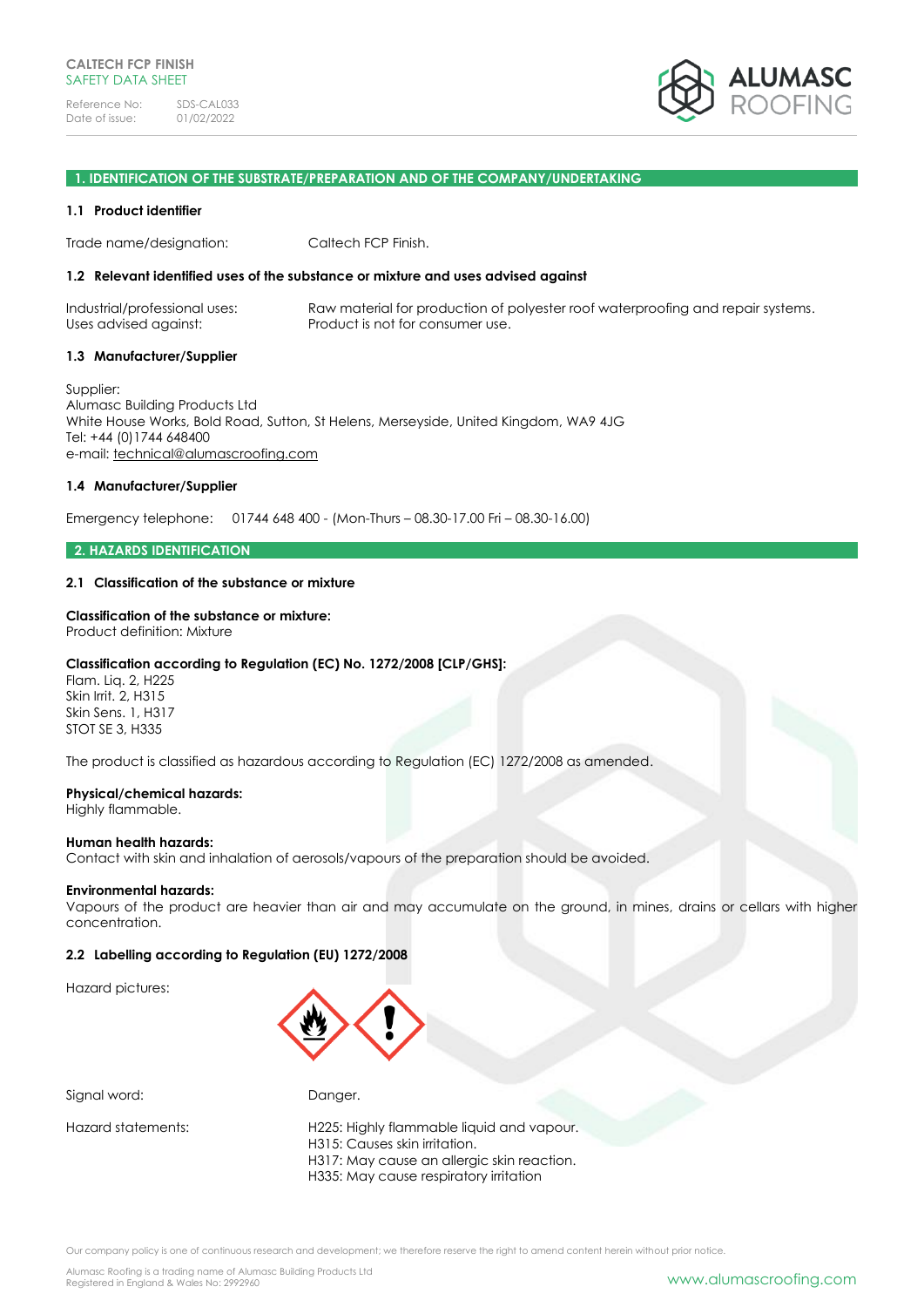CALTECH FCP FINISH
SAFETY DATA SHEET

Reference No: SDS-CAL033
Date of issue: 01/02/2022

## 1. IDENTIFICATION OF THE SUBSTRATE/PREPARATION AND OF THE COMPANY/UNDERTAKING

### 1.1 Product identifier

Trade name/designation: Caltech FCP Finish.

### 1.2 Relevant identified uses of the substance or mixture and uses advised against

Industrial/professional uses: Raw material for production of polyester roof waterproofing and repair systems.
Uses advised against: Product is not for consumer use.

### 1.3 Manufacturer/Supplier

Supplier:
Alumasc Building Products Ltd
White House Works, Bold Road, Sutton, St Helens, Merseyside, United Kingdom, WA9 4JG
Tel: +44 (0)1744 648400
e-mail: technical@alumascroofing.com

### 1.4 Manufacturer/Supplier

Emergency telephone: 01744 648 400 - (Mon-Thurs – 08.30-17.00 Fri – 08.30-16.00)

## 2. HAZARDS IDENTIFICATION

### 2.1 Classification of the substance or mixture

**Classification of the substance or mixture:**
Product definition: Mixture

**Classification according to Regulation (EC) No. 1272/2008 [CLP/GHS]:**
Flam. Liq. 2, H225
Skin Irrit. 2, H315
Skin Sens. 1, H317
STOT SE 3, H335

The product is classified as hazardous according to Regulation (EC) 1272/2008 as amended.

**Physical/chemical hazards:**
Highly flammable.

**Human health hazards:**
Contact with skin and inhalation of aerosols/vapours of the preparation should be avoided.

**Environmental hazards:**
Vapours of the product are heavier than air and may accumulate on the ground, in mines, drains or cellars with higher concentration.

### 2.2 Labelling according to Regulation (EU) 1272/2008

Hazard pictures:

Signal word: Danger.

Hazard statements:
H225: Highly flammable liquid and vapour.
H315: Causes skin irritation.
H317: May cause an allergic skin reaction.
H335: May cause respiratory irritation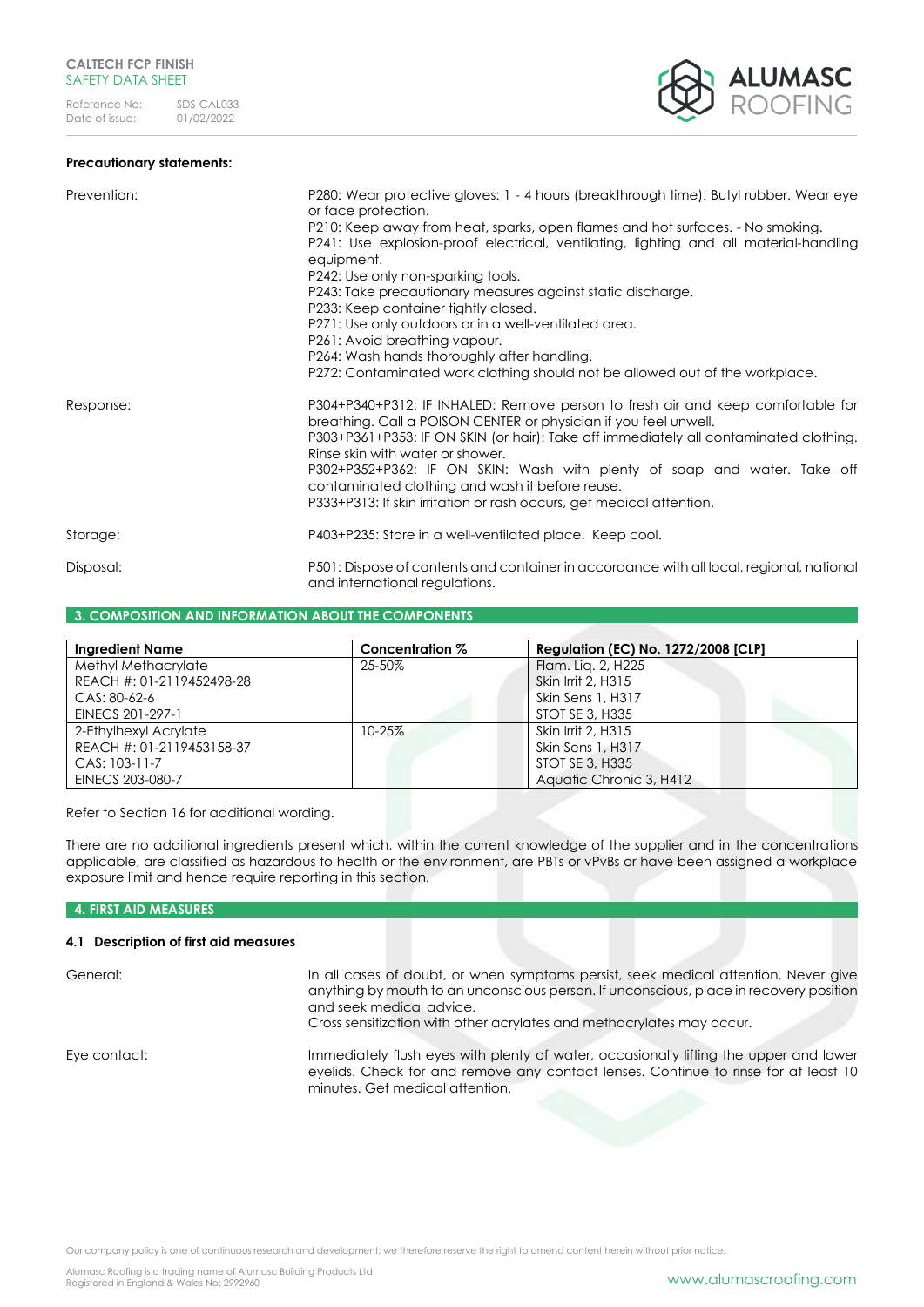**Precautionary statements:**

Prevention:

P280: Wear protective gloves: 1 - 4 hours (breakthrough time): Butyl rubber. Wear eye or face protection.
P210: Keep away from heat, sparks, open flames and hot surfaces. - No smoking.
P241: Use explosion-proof electrical, ventilating, lighting and all material-handling equipment.
P242: Use only non-sparking tools.
P243: Take precautionary measures against static discharge.
P233: Keep container tightly closed.
P271: Use only outdoors or in a well-ventilated area.
P261: Avoid breathing vapour.
P264: Wash hands thoroughly after handling.
P272: Contaminated work clothing should not be allowed out of the workplace.

Response:

P304+P340+P312: IF INHALED: Remove person to fresh air and keep comfortable for breathing. Call a POISON CENTER or physician if you feel unwell.
P303+P361+P353: IF ON SKIN (or hair): Take off immediately all contaminated clothing. Rinse skin with water or shower.
P302+P352+P362: IF ON SKIN: Wash with plenty of soap and water. Take off contaminated clothing and wash it before reuse.
P333+P313: If skin irritation or rash occurs, get medical attention.

Storage:

P403+P235: Store in a well-ventilated place. Keep cool.

Disposal:

P501: Dispose of contents and container in accordance with all local, regional, national and international regulations.

## 3. COMPOSITION AND INFORMATION ABOUT THE COMPONENTS

| Ingredient Name | Concentration % | Regulation (EC) No. 1272/2008 [CLP] |
|---|---|---|
| Methyl Methacrylate<br>REACH #: 01-2119452498-28<br>CAS: 80-62-6<br>EINECS 201-297-1 | 25-50% | Flam. Liq. 2, H225<br>Skin Irrit 2, H315<br>Skin Sens 1, H317<br>STOT SE 3, H335 |
| 2-Ethylhexyl Acrylate<br>REACH #: 01-2119453158-37<br>CAS: 103-11-7<br>EINECS 203-080-7 | 10-25% | Skin Irrit 2, H315<br>Skin Sens 1, H317<br>STOT SE 3, H335<br>Aquatic Chronic 3, H412 |

Refer to Section 16 for additional wording.

There are no additional ingredients present which, within the current knowledge of the supplier and in the concentrations applicable, are classified as hazardous to health or the environment, are PBTs or vPvBs or have been assigned a workplace exposure limit and hence require reporting in this section.

## 4. FIRST AID MEASURES

### 4.1 Description of first aid measures

General:

In all cases of doubt, or when symptoms persist, seek medical attention. Never give anything by mouth to an unconscious person. If unconscious, place in recovery position and seek medical advice.
Cross sensitization with other acrylates and methacrylates may occur.

Eye contact:

Immediately flush eyes with plenty of water, occasionally lifting the upper and lower eyelids. Check for and remove any contact lenses. Continue to rinse for at least 10 minutes. Get medical attention.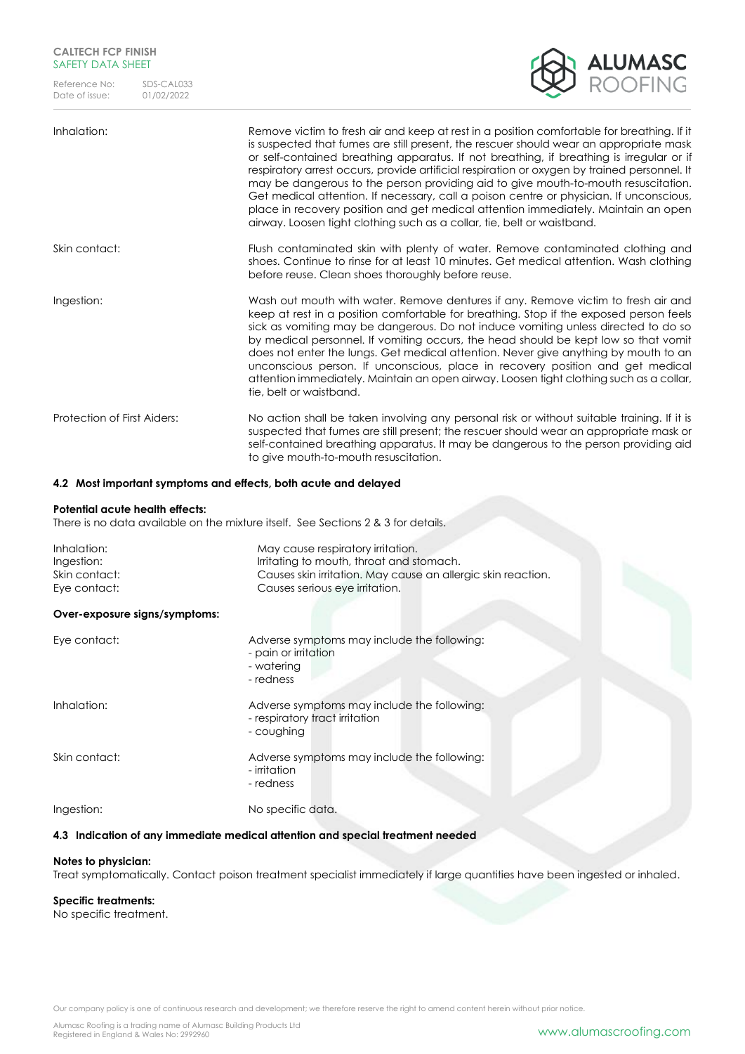| | |
|---|---|
| Inhalation: | Remove victim to fresh air and keep at rest in a position comfortable for breathing. If it is suspected that fumes are still present, the rescuer should wear an appropriate mask or self-contained breathing apparatus. If not breathing, if breathing is irregular or if respiratory arrest occurs, provide artificial respiration or oxygen by trained personnel. It may be dangerous to the person providing aid to give mouth-to-mouth resuscitation. Get medical attention. If necessary, call a poison centre or physician. If unconscious, place in recovery position and get medical attention immediately. Maintain an open airway. Loosen tight clothing such as a collar, tie, belt or waistband. |
| Skin contact: | Flush contaminated skin with plenty of water. Remove contaminated clothing and shoes. Continue to rinse for at least 10 minutes. Get medical attention. Wash clothing before reuse. Clean shoes thoroughly before reuse. |
| Ingestion: | Wash out mouth with water. Remove dentures if any. Remove victim to fresh air and keep at rest in a position comfortable for breathing. Stop if the exposed person feels sick as vomiting may be dangerous. Do not induce vomiting unless directed to do so by medical personnel. If vomiting occurs, the head should be kept low so that vomit does not enter the lungs. Get medical attention. Never give anything by mouth to an unconscious person. If unconscious, place in recovery position and get medical attention immediately. Maintain an open airway. Loosen tight clothing such as a collar, tie, belt or waistband. |
| Protection of First Aiders: | No action shall be taken involving any personal risk or without suitable training. If it is suspected that fumes are still present; the rescuer should wear an appropriate mask or self-contained breathing apparatus. It may be dangerous to the person providing aid to give mouth-to-mouth resuscitation. |

### 4.2 Most important symptoms and effects, both acute and delayed

**Potential acute health effects:**

There is no data available on the mixture itself. See Sections 2 & 3 for details.

| | |
|---|---|
| Inhalation: | May cause respiratory irritation. |
| Ingestion: | Irritating to mouth, throat and stomach. |
| Skin contact: | Causes skin irritation. May cause an allergic skin reaction. |
| Eye contact: | Causes serious eye irritation. |

**Over-exposure signs/symptoms:**

| | |
|---|---|
| Eye contact: | Adverse symptoms may include the following:<br>- pain or irritation<br>- watering<br>- redness |
| Inhalation: | Adverse symptoms may include the following:<br>- respiratory tract irritation<br>- coughing |
| Skin contact: | Adverse symptoms may include the following:<br>- irritation<br>- redness |
| Ingestion: | No specific data. |

### 4.3 Indication of any immediate medical attention and special treatment needed

**Notes to physician:**

Treat symptomatically. Contact poison treatment specialist immediately if large quantities have been ingested or inhaled.

**Specific treatments:**

No specific treatment.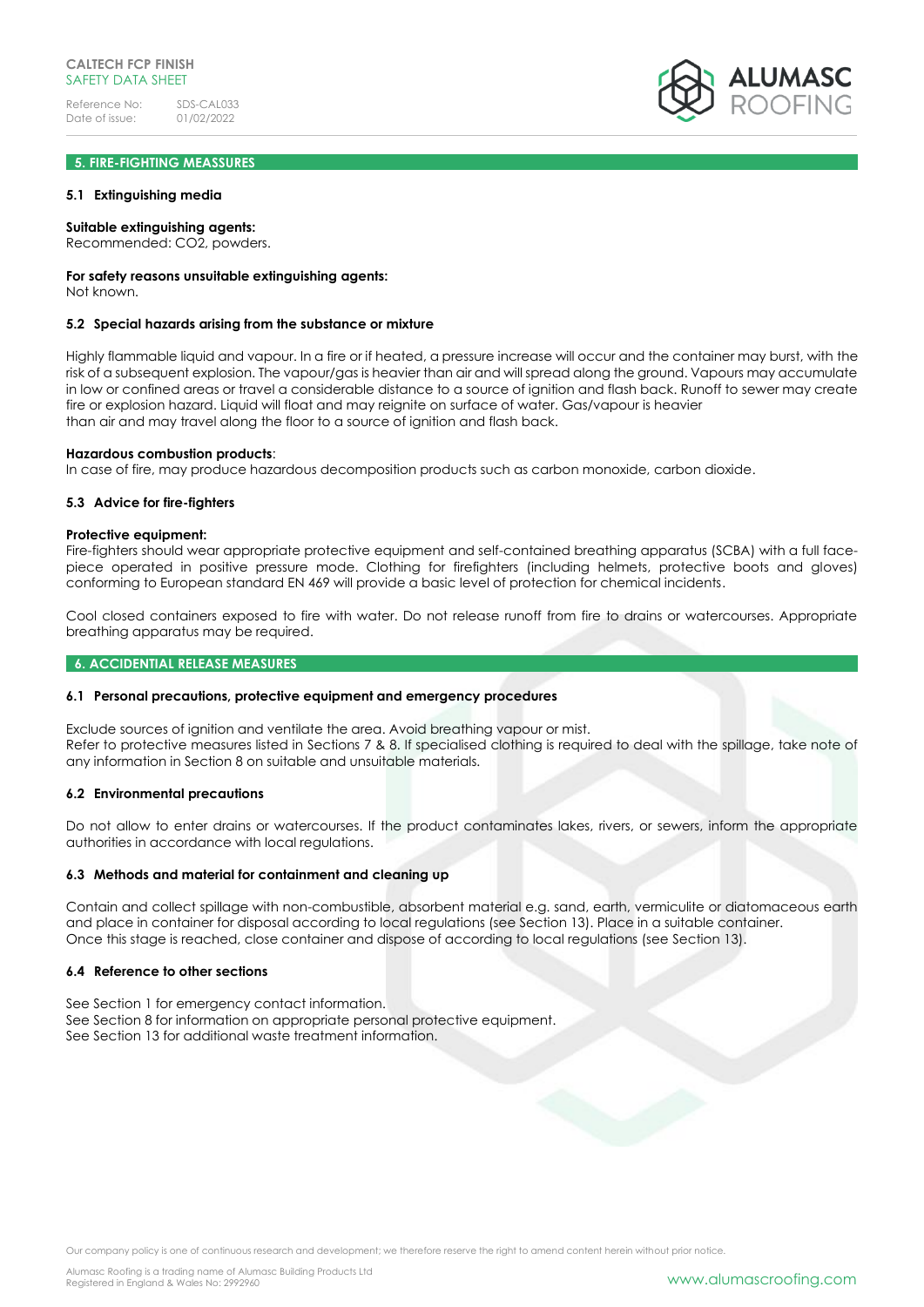## 5. FIRE-FIGHTING MEASSURES

### 5.1 Extinguishing media

**Suitable extinguishing agents:**
Recommended: $CO_2$, powders.

**For safety reasons unsuitable extinguishing agents:**
Not known.

### 5.2 Special hazards arising from the substance or mixture

Highly flammable liquid and vapour. In a fire or if heated, a pressure increase will occur and the container may burst, with the risk of a subsequent explosion. The vapour/gas is heavier than air and will spread along the ground. Vapours may accumulate in low or confined areas or travel a considerable distance to a source of ignition and flash back. Runoff to sewer may create fire or explosion hazard. Liquid will float and may reignite on surface of water. Gas/vapour is heavier than air and may travel along the floor to a source of ignition and flash back.

**Hazardous combustion products**:
In case of fire, may produce hazardous decomposition products such as carbon monoxide, carbon dioxide.

### 5.3 Advice for fire-fighters

**Protective equipment:**
Fire-fighters should wear appropriate protective equipment and self-contained breathing apparatus (SCBA) with a full face-piece operated in positive pressure mode. Clothing for firefighters (including helmets, protective boots and gloves) conforming to European standard EN 469 will provide a basic level of protection for chemical incidents.

Cool closed containers exposed to fire with water. Do not release runoff from fire to drains or watercourses. Appropriate breathing apparatus may be required.

## 6. ACCIDENTIAL RELEASE MEASURES

### 6.1 Personal precautions, protective equipment and emergency procedures

Exclude sources of ignition and ventilate the area. Avoid breathing vapour or mist.
Refer to protective measures listed in Sections 7 & 8. If specialised clothing is required to deal with the spillage, take note of any information in Section 8 on suitable and unsuitable materials.

### 6.2 Environmental precautions

Do not allow to enter drains or watercourses. If the product contaminates lakes, rivers, or sewers, inform the appropriate authorities in accordance with local regulations.

### 6.3 Methods and material for containment and cleaning up

Contain and collect spillage with non-combustible, absorbent material e.g. sand, earth, vermiculite or diatomaceous earth and place in container for disposal according to local regulations (see Section 13). Place in a suitable container.
Once this stage is reached, close container and dispose of according to local regulations (see Section 13).

### 6.4 Reference to other sections

See Section 1 for emergency contact information.
See Section 8 for information on appropriate personal protective equipment.
See Section 13 for additional waste treatment information.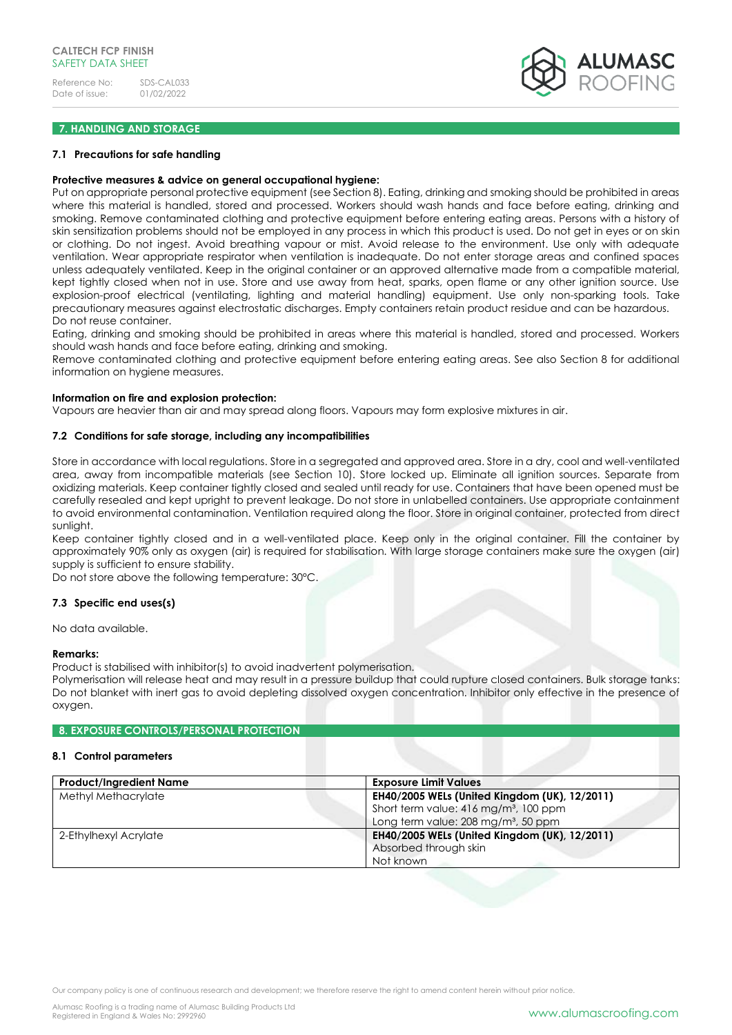## 7. HANDLING AND STORAGE

### 7.1 Precautions for safe handling

**Protective measures & advice on general occupational hygiene:**
Put on appropriate personal protective equipment (see Section 8). Eating, drinking and smoking should be prohibited in areas where this material is handled, stored and processed. Workers should wash hands and face before eating, drinking and smoking. Remove contaminated clothing and protective equipment before entering eating areas. Persons with a history of skin sensitization problems should not be employed in any process in which this product is used. Do not get in eyes or on skin or clothing. Do not ingest. Avoid breathing vapour or mist. Avoid release to the environment. Use only with adequate ventilation. Wear appropriate respirator when ventilation is inadequate. Do not enter storage areas and confined spaces unless adequately ventilated. Keep in the original container or an approved alternative made from a compatible material, kept tightly closed when not in use. Store and use away from heat, sparks, open flame or any other ignition source. Use explosion-proof electrical (ventilating, lighting and material handling) equipment. Use only non-sparking tools. Take precautionary measures against electrostatic discharges. Empty containers retain product residue and can be hazardous. Do not reuse container.
Eating, drinking and smoking should be prohibited in areas where this material is handled, stored and processed. Workers should wash hands and face before eating, drinking and smoking.
Remove contaminated clothing and protective equipment before entering eating areas. See also Section 8 for additional information on hygiene measures.

**Information on fire and explosion protection:**
Vapours are heavier than air and may spread along floors. Vapours may form explosive mixtures in air.

### 7.2 Conditions for safe storage, including any incompatibilities

Store in accordance with local regulations. Store in a segregated and approved area. Store in a dry, cool and well-ventilated area, away from incompatible materials (see Section 10). Store locked up. Eliminate all ignition sources. Separate from oxidizing materials. Keep container tightly closed and sealed until ready for use. Containers that have been opened must be carefully resealed and kept upright to prevent leakage. Do not store in unlabelled containers. Use appropriate containment to avoid environmental contamination. Ventilation required along the floor. Store in original container, protected from direct sunlight.
Keep container tightly closed and in a well-ventilated place. Keep only in the original container. Fill the container by approximately 90% only as oxygen (air) is required for stabilisation. With large storage containers make sure the oxygen (air) supply is sufficient to ensure stability.
Do not store above the following temperature: 30°C.

### 7.3 Specific end uses(s)

No data available.

**Remarks:**
Product is stabilised with inhibitor(s) to avoid inadvertent polymerisation.
Polymerisation will release heat and may result in a pressure buildup that could rupture closed containers. Bulk storage tanks: Do not blanket with inert gas to avoid depleting dissolved oxygen concentration. Inhibitor only effective in the presence of oxygen.

## 8. EXPOSURE CONTROLS/PERSONAL PROTECTION

### 8.1 Control parameters

| Product/Ingredient Name | Exposure Limit Values |
|---|---|
| Methyl Methacrylate | **EH40/2005 WELs (United Kingdom (UK), 12/2011)**<br>Short term value: 416 mg/m³, 100 ppm<br>Long term value: 208 mg/m³, 50 ppm |
| 2-Ethylhexyl Acrylate | **EH40/2005 WELs (United Kingdom (UK), 12/2011)**<br>Absorbed through skin<br>Not known |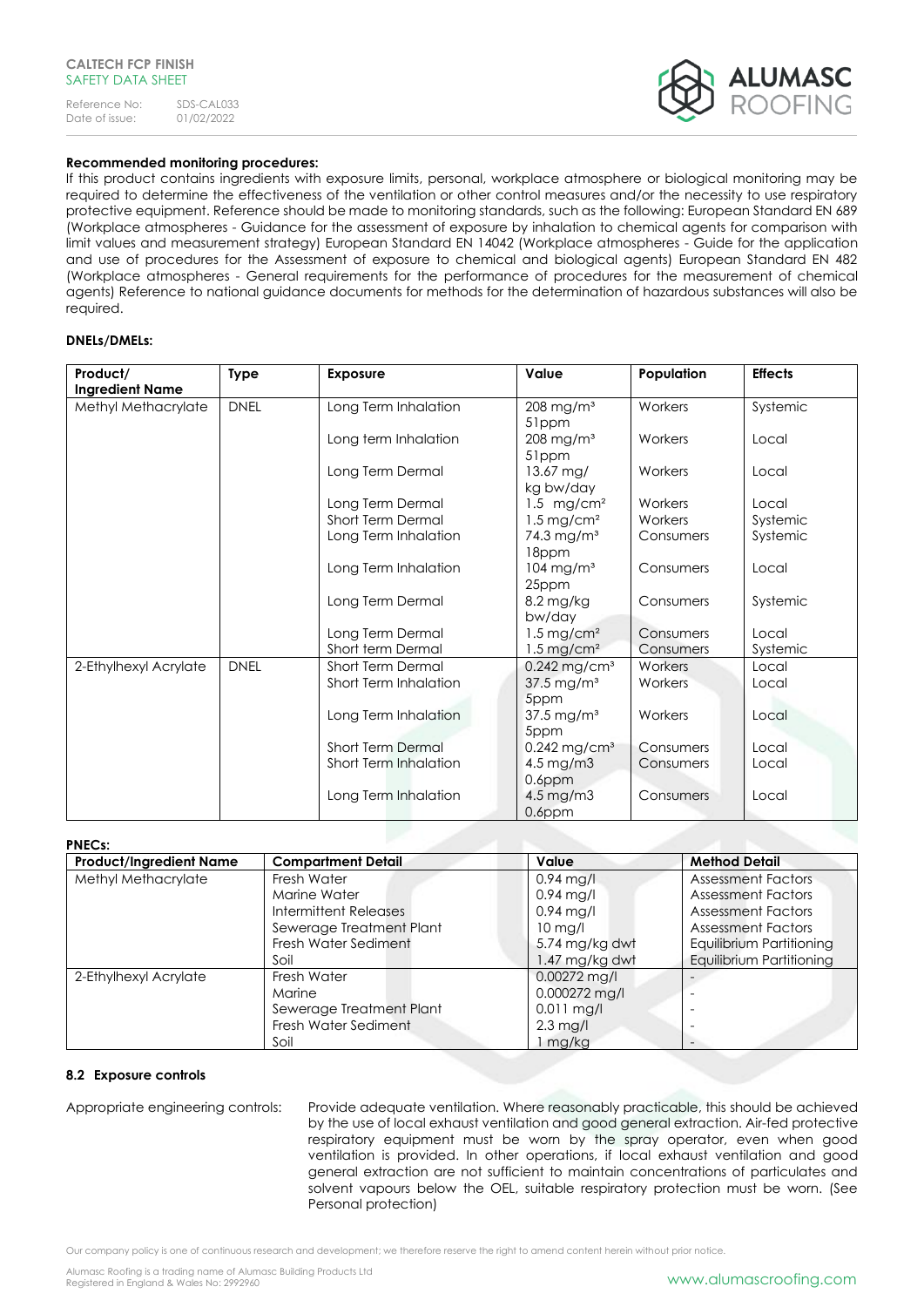**Recommended monitoring procedures:**

If this product contains ingredients with exposure limits, personal, workplace atmosphere or biological monitoring may be required to determine the effectiveness of the ventilation or other control measures and/or the necessity to use respiratory protective equipment. Reference should be made to monitoring standards, such as the following: European Standard EN 689 (Workplace atmospheres - Guidance for the assessment of exposure by inhalation to chemical agents for comparison with limit values and measurement strategy) European Standard EN 14042 (Workplace atmospheres - Guide for the application and use of procedures for the Assessment of exposure to chemical and biological agents) European Standard EN 482 (Workplace atmospheres - General requirements for the performance of procedures for the measurement of chemical agents) Reference to national guidance documents for methods for the determination of hazardous substances will also be required.

**DNELs/DMELs:**

| Product/ Ingredient Name | Type | Exposure | Value | Population | Effects |
|---|---|---|---|---|---|
| Methyl Methacrylate | DNEL | Long Term Inhalation | 208 $mg/m^3$ 51ppm | Workers | Systemic |
| | | Long term Inhalation | 208 $mg/m^3$ 51ppm | Workers | Local |
| | | Long Term Dermal | 13.67 mg/ kg bw/day | Workers | Local |
| | | Long Term Dermal | 1.5 $mg/cm^2$ | Workers | Local |
| | | Short Term Dermal | 1.5 $mg/cm^2$ | Workers | Systemic |
| | | Long Term Inhalation | 74.3 $mg/m^3$ 18ppm | Consumers | Systemic |
| | | Long Term Inhalation | 104 $mg/m^3$ 25ppm | Consumers | Local |
| | | Long Term Dermal | 8.2 mg/kg bw/day | Consumers | Systemic |
| | | Long Term Dermal | 1.5 $mg/cm^2$ | Consumers | Local |
| | | Short term Dermal | 1.5 $mg/cm^2$ | Consumers | Systemic |
| 2-Ethylhexyl Acrylate | DNEL | Short Term Dermal | 0.242 $mg/cm^3$ | Workers | Local |
| | | Short Term Inhalation | 37.5 $mg/m^3$ 5ppm | Workers | Local |
| | | Long Term Inhalation | 37.5 $mg/m^3$ 5ppm | Workers | Local |
| | | Short Term Dermal | 0.242 $mg/cm^3$ | Consumers | Local |
| | | Short Term Inhalation | 4.5 mg/m3 0.6ppm | Consumers | Local |
| | | Long Term Inhalation | 4.5 mg/m3 0.6ppm | Consumers | Local |

**PNECs:**

| Product/Ingredient Name | Compartment Detail | Value | Method Detail |
|---|---|---|---|
| Methyl Methacrylate | Fresh Water | 0.94 mg/l | Assessment Factors |
| | Marine Water | 0.94 mg/l | Assessment Factors |
| | Intermittent Releases | 0.94 mg/l | Assessment Factors |
| | Sewerage Treatment Plant | 10 mg/l | Assessment Factors |
| | Fresh Water Sediment | 5.74 mg/kg dwt | Equilibrium Partitioning |
| | Soil | 1.47 mg/kg dwt | Equilibrium Partitioning |
| 2-Ethylhexyl Acrylate | Fresh Water | 0.00272 mg/l | - |
| | Marine | 0.000272 mg/l | - |
| | Sewerage Treatment Plant | 0.011 mg/l | - |
| | Fresh Water Sediment | 2.3 mg/l | - |
| | Soil | 1 mg/kg | - |

### 8.2 Exposure controls

Appropriate engineering controls: Provide adequate ventilation. Where reasonably practicable, this should be achieved by the use of local exhaust ventilation and good general extraction. Air-fed protective respiratory equipment must be worn by the spray operator, even when good ventilation is provided. In other operations, if local exhaust ventilation and good general extraction are not sufficient to maintain concentrations of particulates and solvent vapours below the OEL, suitable respiratory protection must be worn. (See Personal protection)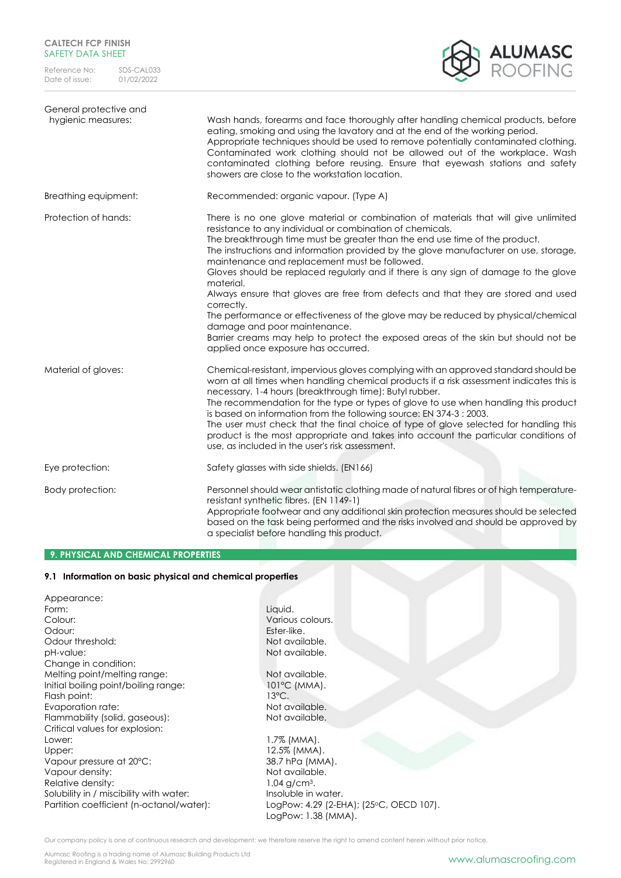| | |
|---|---|
| General protective and hygienic measures: | Wash hands, forearms and face thoroughly after handling chemical products, before eating, smoking and using the lavatory and at the end of the working period. Appropriate techniques should be used to remove potentially contaminated clothing. Contaminated work clothing should not be allowed out of the workplace. Wash contaminated clothing before reusing. Ensure that eyewash stations and safety showers are close to the workstation location. |
| Breathing equipment: | Recommended: organic vapour. (Type A) |
| Protection of hands: | There is no one glove material or combination of materials that will give unlimited resistance to any individual or combination of chemicals.<br>The breakthrough time must be greater than the end use time of the product.<br>The instructions and information provided by the glove manufacturer on use, storage, maintenance and replacement must be followed.<br>Gloves should be replaced regularly and if there is any sign of damage to the glove material.<br>Always ensure that gloves are free from defects and that they are stored and used correctly.<br>The performance or effectiveness of the glove may be reduced by physical/chemical damage and poor maintenance.<br>Barrier creams may help to protect the exposed areas of the skin but should not be applied once exposure has occurred. |
| Material of gloves: | Chemical-resistant, impervious gloves complying with an approved standard should be worn at all times when handling chemical products if a risk assessment indicates this is necessary. 1-4 hours (breakthrough time): Butyl rubber.<br>The recommendation for the type or types of glove to use when handling this product is based on information from the following source: EN 374-3 : 2003.<br>The user must check that the final choice of type of glove selected for handling this product is the most appropriate and takes into account the particular conditions of use, as included in the user's risk assessment. |
| Eye protection: | Safety glasses with side shields. (EN166) |
| Body protection: | Personnel should wear antistatic clothing made of natural fibres or of high temperature-resistant synthetic fibres. (EN 1149-1)<br>Appropriate footwear and any additional skin protection measures should be selected based on the task being performed and the risks involved and should be approved by a specialist before handling this product. |

## 9. PHYSICAL AND CHEMICAL PROPERTIES

### 9.1 Information on basic physical and chemical properties

| | |
|---|---|
| Appearance: | |
| Form: | Liquid. |
| Colour: | Various colours. |
| Odour: | Ester-like. |
| Odour threshold: | Not available. |
| pH-value: | Not available. |
| Change in condition: | |
| Melting point/melting range: | Not available. |
| Initial boiling point/boiling range: | 101°C (MMA). |
| Flash point: | 13°C. |
| Evaporation rate: | Not available. |
| Flammability (solid, gaseous): | Not available. |
| Critical values for explosion: | |
| Lower: | 1.7% (MMA). |
| Upper: | 12.5% (MMA). |
| Vapour pressure at 20°C: | 38.7 hPa (MMA). |
| Vapour density: | Not available. |
| Relative density: | 1.04 g/cm$^3$. |
| Solubility in / miscibility with water: | Insoluble in water. |
| Partition coefficient (n-octanol/water): | LogPow: 4.29 (2-EHA); (25°C, OECD 107).<br>LogPow: 1.38 (MMA). |

Our company policy is one of continuous research and development; we therefore reserve the right to amend content herein without prior notice.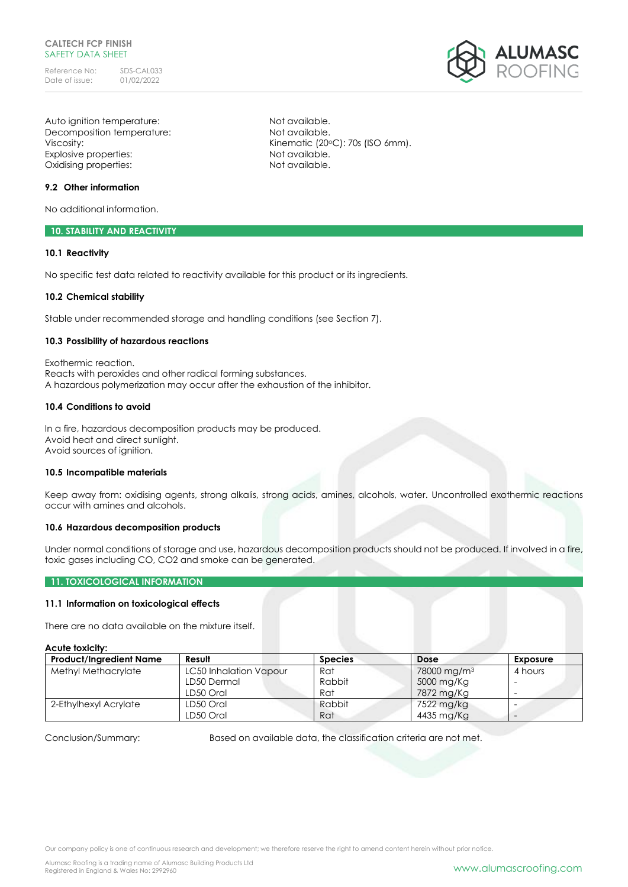| | |
|---|---|
| Auto ignition temperature: | Not available. |
| Decomposition temperature: | Not available. |
| Viscosity: | Kinematic (20°C): 70s (ISO 6mm). |
| Explosive properties: | Not available. |
| Oxidising properties: | Not available. |

### 9.2 Other information

No additional information.

## 10. STABILITY AND REACTIVITY

### 10.1 Reactivity

No specific test data related to reactivity available for this product or its ingredients.

### 10.2 Chemical stability

Stable under recommended storage and handling conditions (see Section 7).

### 10.3 Possibility of hazardous reactions

Exothermic reaction.
Reacts with peroxides and other radical forming substances.
A hazardous polymerization may occur after the exhaustion of the inhibitor.

### 10.4 Conditions to avoid

In a fire, hazardous decomposition products may be produced.
Avoid heat and direct sunlight.
Avoid sources of ignition.

### 10.5 Incompatible materials

Keep away from: oxidising agents, strong alkalis, strong acids, amines, alcohols, water. Uncontrolled exothermic reactions occur with amines and alcohols.

### 10.6 Hazardous decomposition products

Under normal conditions of storage and use, hazardous decomposition products should not be produced. If involved in a fire, toxic gases including CO, $CO_2$ and smoke can be generated.

## 11. TOXICOLOGICAL INFORMATION

### 11.1 Information on toxicological effects

There are no data available on the mixture itself.

**Acute toxicity:**

| Product/Ingredient Name | Result | Species | Dose | Exposure |
|---|---|---|---|---|
| Methyl Methacrylate | LC50 Inhalation Vapour | Rat | 78000 $mg/m^3$ | 4 hours |
| | LD50 Dermal | Rabbit | 5000 mg/Kg | - |
| | LD50 Oral | Rat | 7872 mg/Kg | - |
| 2-Ethylhexyl Acrylate | LD50 Oral | Rabbit | 7522 mg/kg | - |
| | LD50 Oral | Rat | 4435 mg/Kg | - |

Conclusion/Summary: Based on available data, the classification criteria are not met.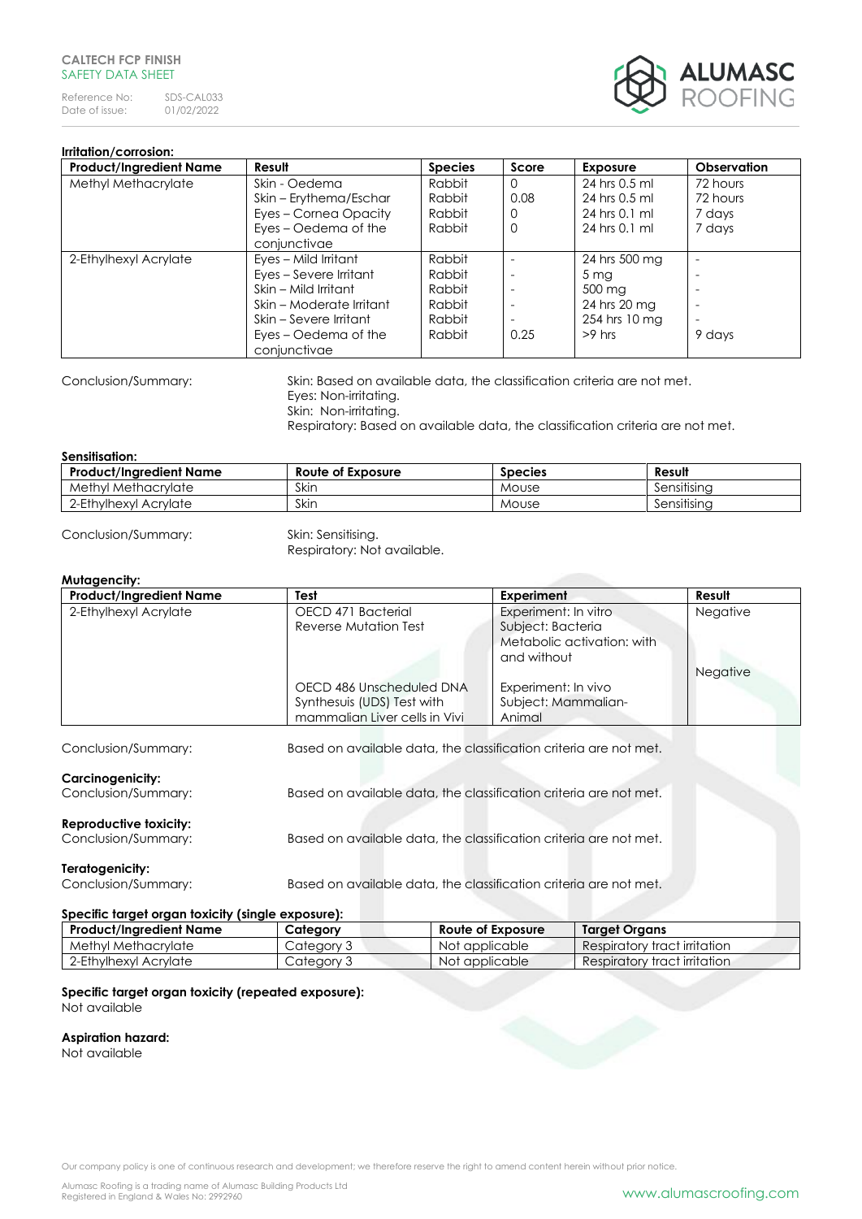**Irritation/corrosion:**

| Product/Ingredient Name | Result | Species | Score | Exposure | Observation |
|---|---|---|---|---|---|
| Methyl Methacrylate | Skin - Oedema<br>Skin – Erythema/Eschar<br>Eyes – Cornea Opacity<br>Eyes – Oedema of the conjunctivae | Rabbit<br>Rabbit<br>Rabbit<br>Rabbit | 0<br>0.08<br>0<br>0 | 24 hrs 0.5 ml<br>24 hrs 0.5 ml<br>24 hrs 0.1 ml<br>24 hrs 0.1 ml | 72 hours<br>72 hours<br>7 days<br>7 days |
| 2-Ethylhexyl Acrylate | Eyes – Mild Irritant<br>Eyes – Severe Irritant<br>Skin – Mild Irritant<br>Skin – Moderate Irritant<br>Skin – Severe Irritant<br>Eyes – Oedema of the conjunctivae | Rabbit<br>Rabbit<br>Rabbit<br>Rabbit<br>Rabbit<br>Rabbit | -<br>-<br>-<br>-<br>-<br>0.25 | 24 hrs 500 mg<br>5 mg<br>500 mg<br>24 hrs 20 mg<br>254 hrs 10 mg<br>>9 hrs | -<br>-<br>-<br>-<br>-<br>9 days |

Conclusion/Summary: Skin: Based on available data, the classification criteria are not met.
Eyes: Non-irritating.
Skin: Non-irritating.
Respiratory: Based on available data, the classification criteria are not met.

**Sensitisation:**

| Product/Ingredient Name | Route of Exposure | Species | Result |
|---|---|---|---|
| Methyl Methacrylate | Skin | Mouse | Sensitising |
| 2-Ethylhexyl Acrylate | Skin | Mouse | Sensitising |

Conclusion/Summary: Skin: Sensitising.
Respiratory: Not available.

**Mutagencity:**

| Product/Ingredient Name | Test | Experiment | Result |
|---|---|---|---|
| 2-Ethylhexyl Acrylate | OECD 471 Bacterial Reverse Mutation Test | Experiment: In vitro<br>Subject: Bacteria<br>Metabolic activation: with and without | Negative |
| | OECD 486 Unscheduled DNA Synthesuis (UDS) Test with mammalian Liver cells in Vivi | Experiment: In vivo<br>Subject: Mammalian-Animal | Negative |

Conclusion/Summary: Based on available data, the classification criteria are not met.

**Carcinogenicity:**
Conclusion/Summary: Based on available data, the classification criteria are not met.

**Reproductive toxicity:**
Conclusion/Summary: Based on available data, the classification criteria are not met.

**Teratogenicity:**
Conclusion/Summary: Based on available data, the classification criteria are not met.

**Specific target organ toxicity (single exposure):**

| Product/Ingredient Name | Category | Route of Exposure | Target Organs |
|---|---|---|---|
| Methyl Methacrylate | Category 3 | Not applicable | Respiratory tract irritation |
| 2-Ethylhexyl Acrylate | Category 3 | Not applicable | Respiratory tract irritation |

**Specific target organ toxicity (repeated exposure):**
Not available

**Aspiration hazard:**
Not available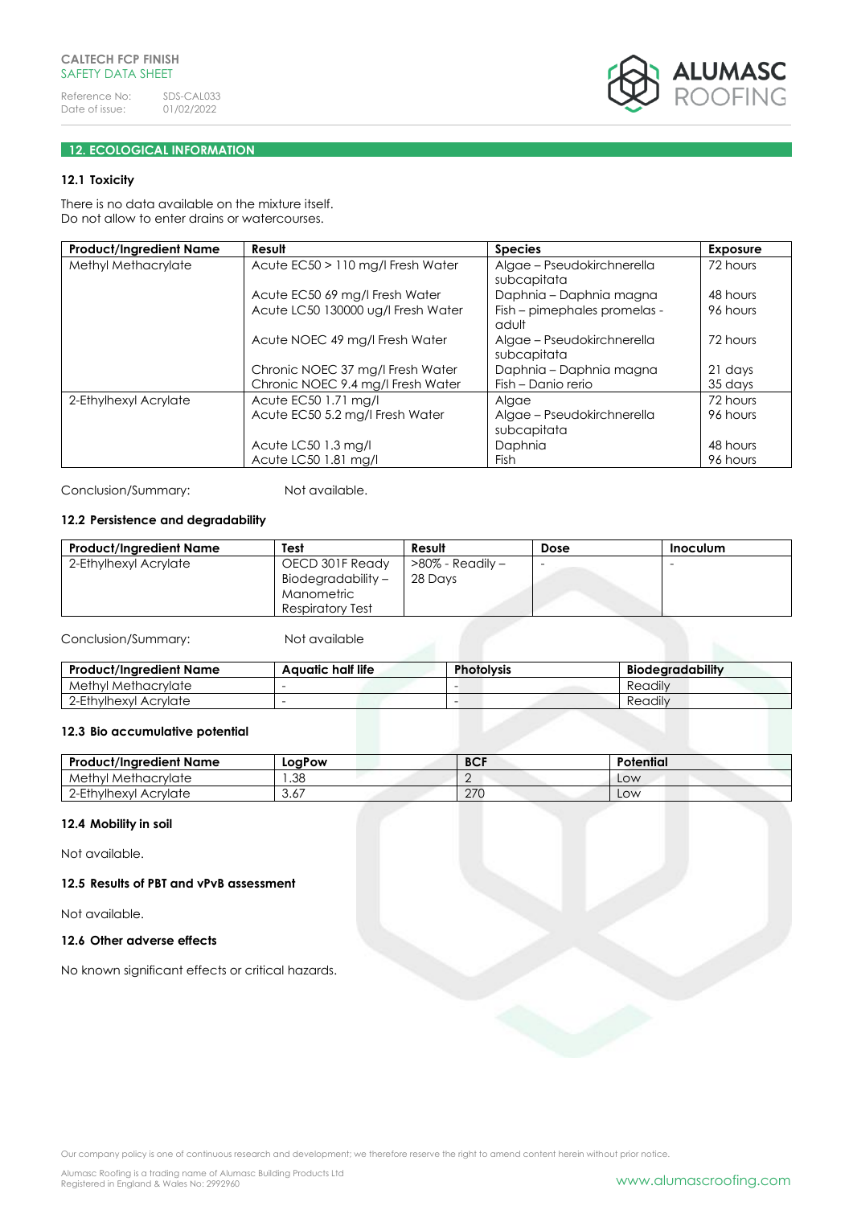## 12. ECOLOGICAL INFORMATION

### 12.1 Toxicity

There is no data available on the mixture itself.
Do not allow to enter drains or watercourses.

| Product/Ingredient Name | Result | Species | Exposure |
|---|---|---|---|
| Methyl Methacrylate | Acute EC50 > 110 mg/l Fresh Water | Algae – Pseudokirchnerella subcapitata | 72 hours |
| | Acute EC50 69 mg/l Fresh Water | Daphnia – Daphnia magna | 48 hours |
| | Acute LC50 130000 ug/l Fresh Water | Fish – pimephales promelas - adult | 96 hours |
| | Acute NOEC 49 mg/l Fresh Water | Algae – Pseudokirchnerella subcapitata | 72 hours |
| | Chronic NOEC 37 mg/l Fresh Water | Daphnia – Daphnia magna | 21 days |
| | Chronic NOEC 9.4 mg/l Fresh Water | Fish – Danio rerio | 35 days |
| 2-Ethylhexyl Acrylate | Acute EC50 1.71 mg/l | Algae | 72 hours |
| | Acute EC50 5.2 mg/l Fresh Water | Algae – Pseudokirchnerella subcapitata | 96 hours |
| | Acute LC50 1.3 mg/l | Daphnia | 48 hours |
| | Acute LC50 1.81 mg/l | Fish | 96 hours |

Conclusion/Summary: Not available.

### 12.2 Persistence and degradability

| Product/Ingredient Name | Test | Result | Dose | Inoculum |
|---|---|---|---|---|
| 2-Ethylhexyl Acrylate | OECD 301F Ready Biodegradability – Manometric Respiratory Test | >80% - Readily – 28 Days | - | - |

Conclusion/Summary: Not available

| Product/Ingredient Name | Aquatic half life | Photolysis | Biodegradability |
|---|---|---|---|
| Methyl Methacrylate | - | - | Readily |
| 2-Ethylhexyl Acrylate | - | - | Readily |

### 12.3 Bio accumulative potential

| Product/Ingredient Name | LogPow | BCF | Potential |
|---|---|---|---|
| Methyl Methacrylate | 1.38 | 2 | Low |
| 2-Ethylhexyl Acrylate | 3.67 | 270 | Low |

### 12.4 Mobility in soil

Not available.

### 12.5 Results of PBT and vPvB assessment

Not available.

### 12.6 Other adverse effects

No known significant effects or critical hazards.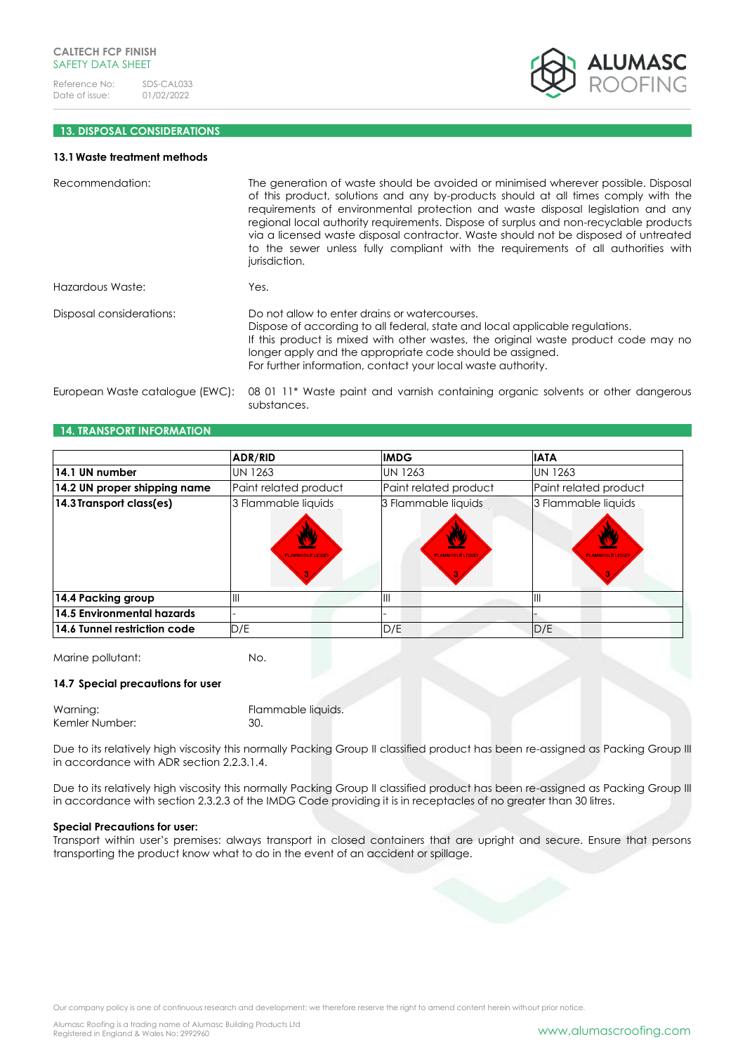## 13. DISPOSAL CONSIDERATIONS

### 13.1 Waste treatment methods

Recommendation: The generation of waste should be avoided or minimised wherever possible. Disposal of this product, solutions and any by-products should at all times comply with the requirements of environmental protection and waste disposal legislation and any regional local authority requirements. Dispose of surplus and non-recyclable products via a licensed waste disposal contractor. Waste should not be disposed of untreated to the sewer unless fully compliant with the requirements of all authorities with jurisdiction.

Hazardous Waste: Yes.

Disposal considerations: Do not allow to enter drains or watercourses.
Dispose of according to all federal, state and local applicable regulations.
If this product is mixed with other wastes, the original waste product code may no longer apply and the appropriate code should be assigned.
For further information, contact your local waste authority.

European Waste catalogue (EWC): 08 01 11* Waste paint and varnish containing organic solvents or other dangerous substances.

## 14. TRANSPORT INFORMATION

| | ADR/RID | IMDG | IATA |
|---|---|---|---|
| **14.1 UN number** | UN 1263 | UN 1263 | UN 1263 |
| **14.2 UN proper shipping name** | Paint related product | Paint related product | Paint related product |
| **14.3 Transport class(es)** | 3 Flammable liquids | 3 Flammable liquids | 3 Flammable liquids |
| **14.4 Packing group** | III | III | III |
| **14.5 Environmental hazards** | - | - | - |
| **14.6 Tunnel restriction code** | D/E | D/E | D/E |

Marine pollutant: No.

### 14.7 Special precautions for user

Warning: Flammable liquids.
Kemler Number: 30.

Due to its relatively high viscosity this normally Packing Group II classified product has been re-assigned as Packing Group III in accordance with ADR section 2.2.3.1.4.

Due to its relatively high viscosity this normally Packing Group II classified product has been re-assigned as Packing Group III in accordance with section 2.3.2.3 of the IMDG Code providing it is in receptacles of no greater than 30 litres.

**Special Precautions for user:**
Transport within user's premises: always transport in closed containers that are upright and secure. Ensure that persons transporting the product know what to do in the event of an accident or spillage.

Our company policy is one of continuous research and development; we therefore reserve the right to amend content herein without prior notice.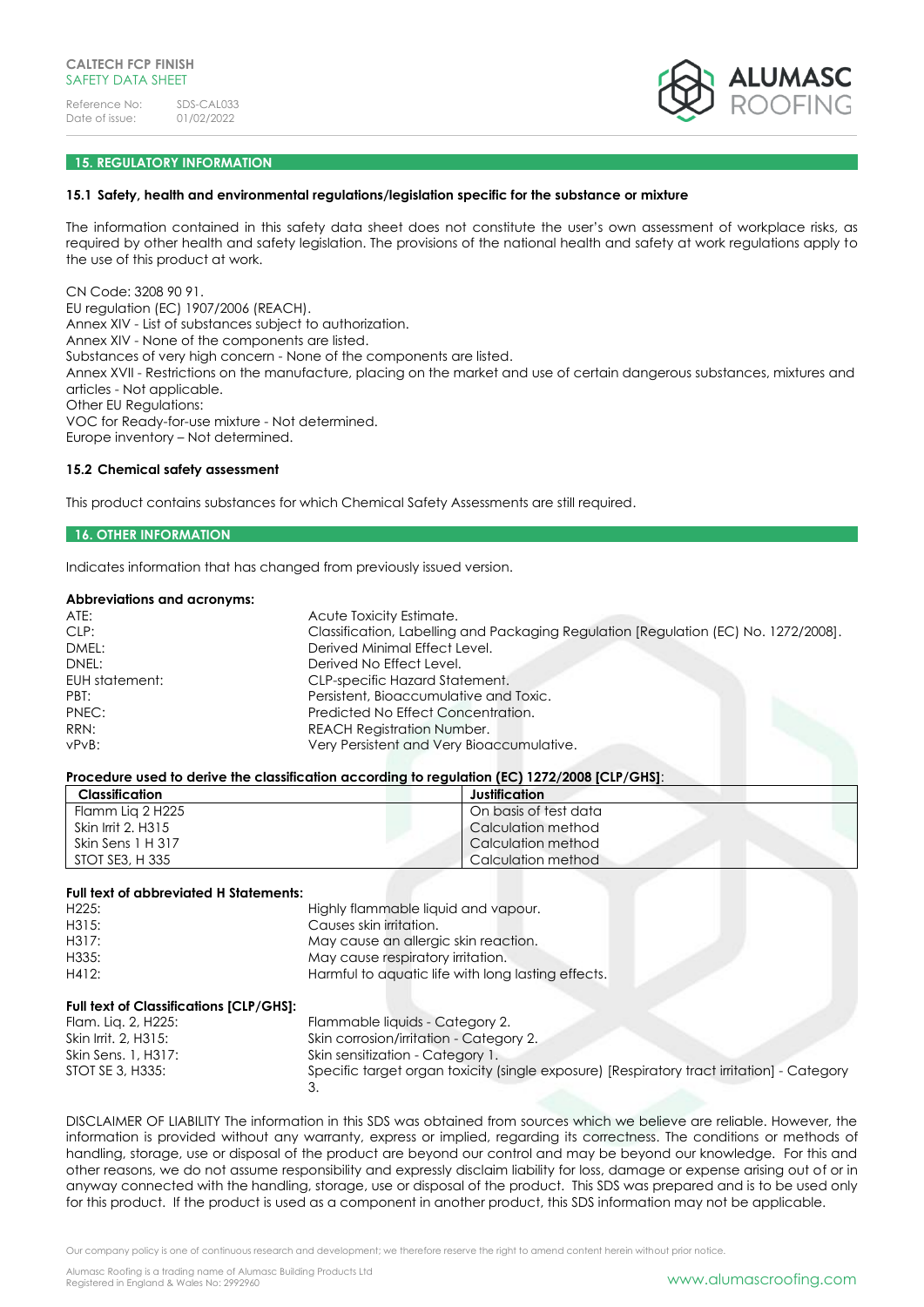## 15. REGULATORY INFORMATION

### 15.1 Safety, health and environmental regulations/legislation specific for the substance or mixture

The information contained in this safety data sheet does not constitute the user's own assessment of workplace risks, as required by other health and safety legislation. The provisions of the national health and safety at work regulations apply to the use of this product at work.

CN Code: 3208 90 91.
EU regulation (EC) 1907/2006 (REACH).
Annex XIV - List of substances subject to authorization.
Annex XIV - None of the components are listed.
Substances of very high concern - None of the components are listed.
Annex XVII - Restrictions on the manufacture, placing on the market and use of certain dangerous substances, mixtures and articles - Not applicable.
Other EU Regulations:
VOC for Ready-for-use mixture - Not determined.
Europe inventory – Not determined.

### 15.2 Chemical safety assessment

This product contains substances for which Chemical Safety Assessments are still required.

## 16. OTHER INFORMATION

Indicates information that has changed from previously issued version.

**Abbreviations and acronyms:**

| | |
|---|---|
| ATE: | Acute Toxicity Estimate. |
| CLP: | Classification, Labelling and Packaging Regulation [Regulation (EC) No. 1272/2008]. |
| DMEL: | Derived Minimal Effect Level. |
| DNEL: | Derived No Effect Level. |
| EUH statement: | CLP-specific Hazard Statement. |
| PBT: | Persistent, Bioaccumulative and Toxic. |
| PNEC: | Predicted No Effect Concentration. |
| RRN: | REACH Registration Number. |
| vPvB: | Very Persistent and Very Bioaccumulative. |

**Procedure used to derive the classification according to regulation (EC) 1272/2008 [CLP/GHS]**:

| Classification | Justification |
|---|---|
| Flamm Liq 2 H225 | On basis of test data |
| Skin Irrit 2. H315 | Calculation method |
| Skin Sens 1 H 317 | Calculation method |
| STOT SE3, H 335 | Calculation method |

**Full text of abbreviated H Statements:**

| | |
|---|---|
| H225: | Highly flammable liquid and vapour. |
| H315: | Causes skin irritation. |
| H317: | May cause an allergic skin reaction. |
| H335: | May cause respiratory irritation. |
| H412: | Harmful to aquatic life with long lasting effects. |

**Full text of Classifications [CLP/GHS]:**

| | |
|---|---|
| Flam. Liq. 2, H225: | Flammable liquids - Category 2. |
| Skin Irrit. 2, H315: | Skin corrosion/irritation - Category 2. |
| Skin Sens. 1, H317: | Skin sensitization - Category 1. |
| STOT SE 3, H335: | Specific target organ toxicity (single exposure) [Respiratory tract irritation] - Category 3. |

DISCLAIMER OF LIABILITY The information in this SDS was obtained from sources which we believe are reliable. However, the information is provided without any warranty, express or implied, regarding its correctness. The conditions or methods of handling, storage, use or disposal of the product are beyond our control and may be beyond our knowledge. For this and other reasons, we do not assume responsibility and expressly disclaim liability for loss, damage or expense arising out of or in anyway connected with the handling, storage, use or disposal of the product. This SDS was prepared and is to be used only for this product. If the product is used as a component in another product, this SDS information may not be applicable.